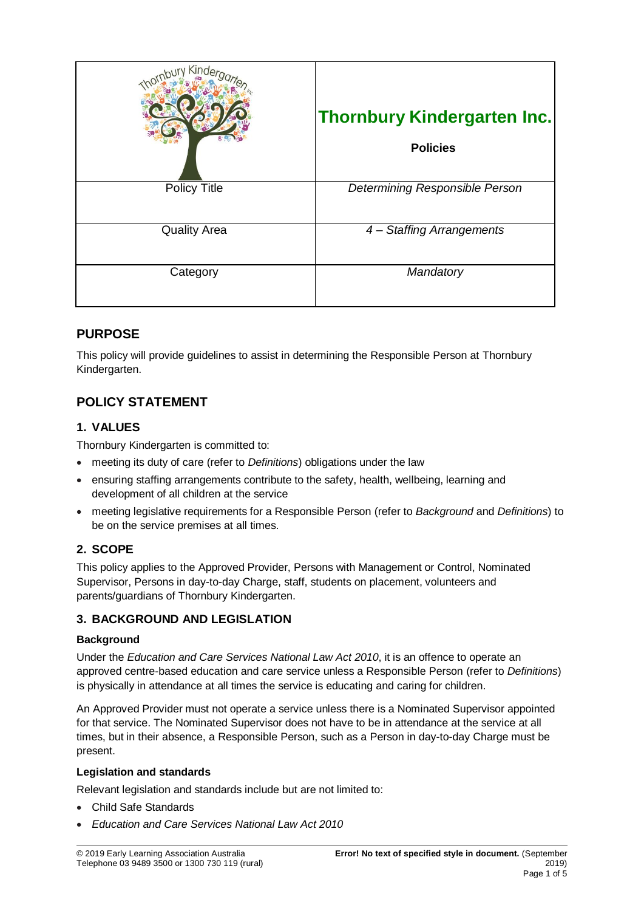| | **Thornbury Kindergarten Inc.**<br>**Policies** |
|---|---|
| Policy Title | *Determining Responsible Person* |
| Quality Area | *4 – Staffing Arrangements* |
| Category | *Mandatory* |

## PURPOSE

This policy will provide guidelines to assist in determining the Responsible Person at Thornbury Kindergarten.

## POLICY STATEMENT

### 1. VALUES

Thornbury Kindergarten is committed to:

- meeting its duty of care (refer to *Definitions*) obligations under the law
- ensuring staffing arrangements contribute to the safety, health, wellbeing, learning and development of all children at the service
- meeting legislative requirements for a Responsible Person (refer to *Background* and *Definitions*) to be on the service premises at all times.

### 2. SCOPE

This policy applies to the Approved Provider, Persons with Management or Control, Nominated Supervisor, Persons in day-to-day Charge, staff, students on placement, volunteers and parents/guardians of Thornbury Kindergarten.

### 3. BACKGROUND AND LEGISLATION

**Background**

Under the *Education and Care Services National Law Act 2010*, it is an offence to operate an approved centre-based education and care service unless a Responsible Person (refer to *Definitions*) is physically in attendance at all times the service is educating and caring for children.

An Approved Provider must not operate a service unless there is a Nominated Supervisor appointed for that service. The Nominated Supervisor does not have to be in attendance at the service at all times, but in their absence, a Responsible Person, such as a Person in day-to-day Charge must be present.

**Legislation and standards**

Relevant legislation and standards include but are not limited to:

- Child Safe Standards
- *Education and Care Services National Law Act 2010*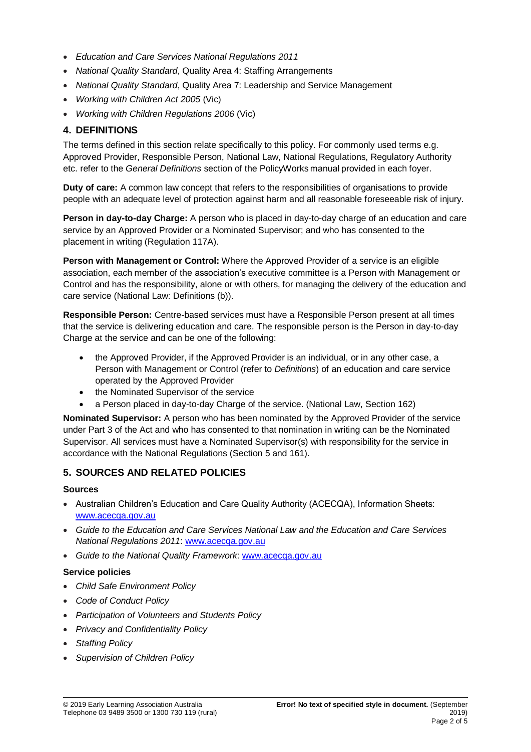- *Education and Care Services National Regulations 2011*
- *National Quality Standard*, Quality Area 4: Staffing Arrangements
- *National Quality Standard*, Quality Area 7: Leadership and Service Management
- *Working with Children Act 2005* (Vic)
- *Working with Children Regulations 2006* (Vic)

## 4. DEFINITIONS

The terms defined in this section relate specifically to this policy. For commonly used terms e.g. Approved Provider, Responsible Person, National Law, National Regulations, Regulatory Authority etc. refer to the *General Definitions* section of the PolicyWorks manual provided in each foyer.

**Duty of care:** A common law concept that refers to the responsibilities of organisations to provide people with an adequate level of protection against harm and all reasonable foreseeable risk of injury.

**Person in day-to-day Charge:** A person who is placed in day-to-day charge of an education and care service by an Approved Provider or a Nominated Supervisor; and who has consented to the placement in writing (Regulation 117A).

**Person with Management or Control:** Where the Approved Provider of a service is an eligible association, each member of the association's executive committee is a Person with Management or Control and has the responsibility, alone or with others, for managing the delivery of the education and care service (National Law: Definitions (b)).

**Responsible Person:** Centre-based services must have a Responsible Person present at all times that the service is delivering education and care. The responsible person is the Person in day-to-day Charge at the service and can be one of the following:

- the Approved Provider, if the Approved Provider is an individual, or in any other case, a Person with Management or Control (refer to *Definitions*) of an education and care service operated by the Approved Provider
- the Nominated Supervisor of the service
- a Person placed in day-to-day Charge of the service. (National Law, Section 162)

**Nominated Supervisor:** A person who has been nominated by the Approved Provider of the service under Part 3 of the Act and who has consented to that nomination in writing can be the Nominated Supervisor. All services must have a Nominated Supervisor(s) with responsibility for the service in accordance with the National Regulations (Section 5 and 161).

## 5. SOURCES AND RELATED POLICIES

### Sources

- Australian Children's Education and Care Quality Authority (ACECQA), Information Sheets: www.acecqa.gov.au
- *Guide to the Education and Care Services National Law and the Education and Care Services National Regulations 2011*: www.acecqa.gov.au
- *Guide to the National Quality Framework*: www.acecqa.gov.au

### Service policies

- *Child Safe Environment Policy*
- *Code of Conduct Policy*
- *Participation of Volunteers and Students Policy*
- *Privacy and Confidentiality Policy*
- *Staffing Policy*
- *Supervision of Children Policy*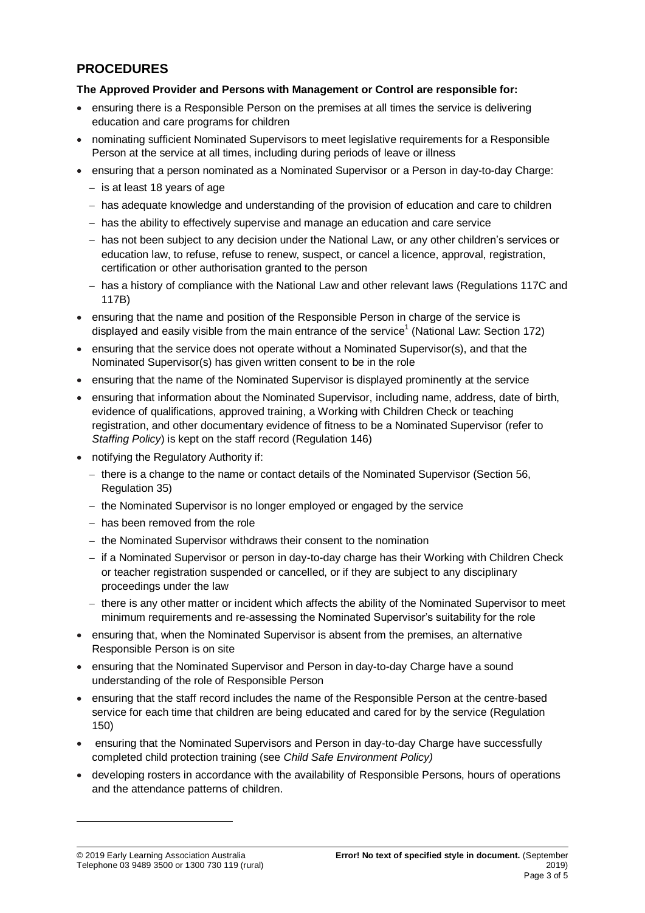## PROCEDURES

**The Approved Provider and Persons with Management or Control are responsible for:**

- ensuring there is a Responsible Person on the premises at all times the service is delivering education and care programs for children
- nominating sufficient Nominated Supervisors to meet legislative requirements for a Responsible Person at the service at all times, including during periods of leave or illness
- ensuring that a person nominated as a Nominated Supervisor or a Person in day-to-day Charge:
  - is at least 18 years of age
  - has adequate knowledge and understanding of the provision of education and care to children
  - has the ability to effectively supervise and manage an education and care service
  - has not been subject to any decision under the National Law, or any other children's services or education law, to refuse, refuse to renew, suspect, or cancel a licence, approval, registration, certification or other authorisation granted to the person
  - has a history of compliance with the National Law and other relevant laws (Regulations 117C and 117B)
- ensuring that the name and position of the Responsible Person in charge of the service is displayed and easily visible from the main entrance of the service[1] (National Law: Section 172)
- ensuring that the service does not operate without a Nominated Supervisor(s), and that the Nominated Supervisor(s) has given written consent to be in the role
- ensuring that the name of the Nominated Supervisor is displayed prominently at the service
- ensuring that information about the Nominated Supervisor, including name, address, date of birth, evidence of qualifications, approved training, a Working with Children Check or teaching registration, and other documentary evidence of fitness to be a Nominated Supervisor (refer to *Staffing Policy*) is kept on the staff record (Regulation 146)
- notifying the Regulatory Authority if:
  - there is a change to the name or contact details of the Nominated Supervisor (Section 56, Regulation 35)
  - the Nominated Supervisor is no longer employed or engaged by the service
  - has been removed from the role
  - the Nominated Supervisor withdraws their consent to the nomination
  - if a Nominated Supervisor or person in day-to-day charge has their Working with Children Check or teacher registration suspended or cancelled, or if they are subject to any disciplinary proceedings under the law
  - there is any other matter or incident which affects the ability of the Nominated Supervisor to meet minimum requirements and re-assessing the Nominated Supervisor's suitability for the role
- ensuring that, when the Nominated Supervisor is absent from the premises, an alternative Responsible Person is on site
- ensuring that the Nominated Supervisor and Person in day-to-day Charge have a sound understanding of the role of Responsible Person
- ensuring that the staff record includes the name of the Responsible Person at the centre-based service for each time that children are being educated and cared for by the service (Regulation 150)
- ensuring that the Nominated Supervisors and Person in day-to-day Charge have successfully completed child protection training (see *Child Safe Environment Policy)*
- developing rosters in accordance with the availability of Responsible Persons, hours of operations and the attendance patterns of children.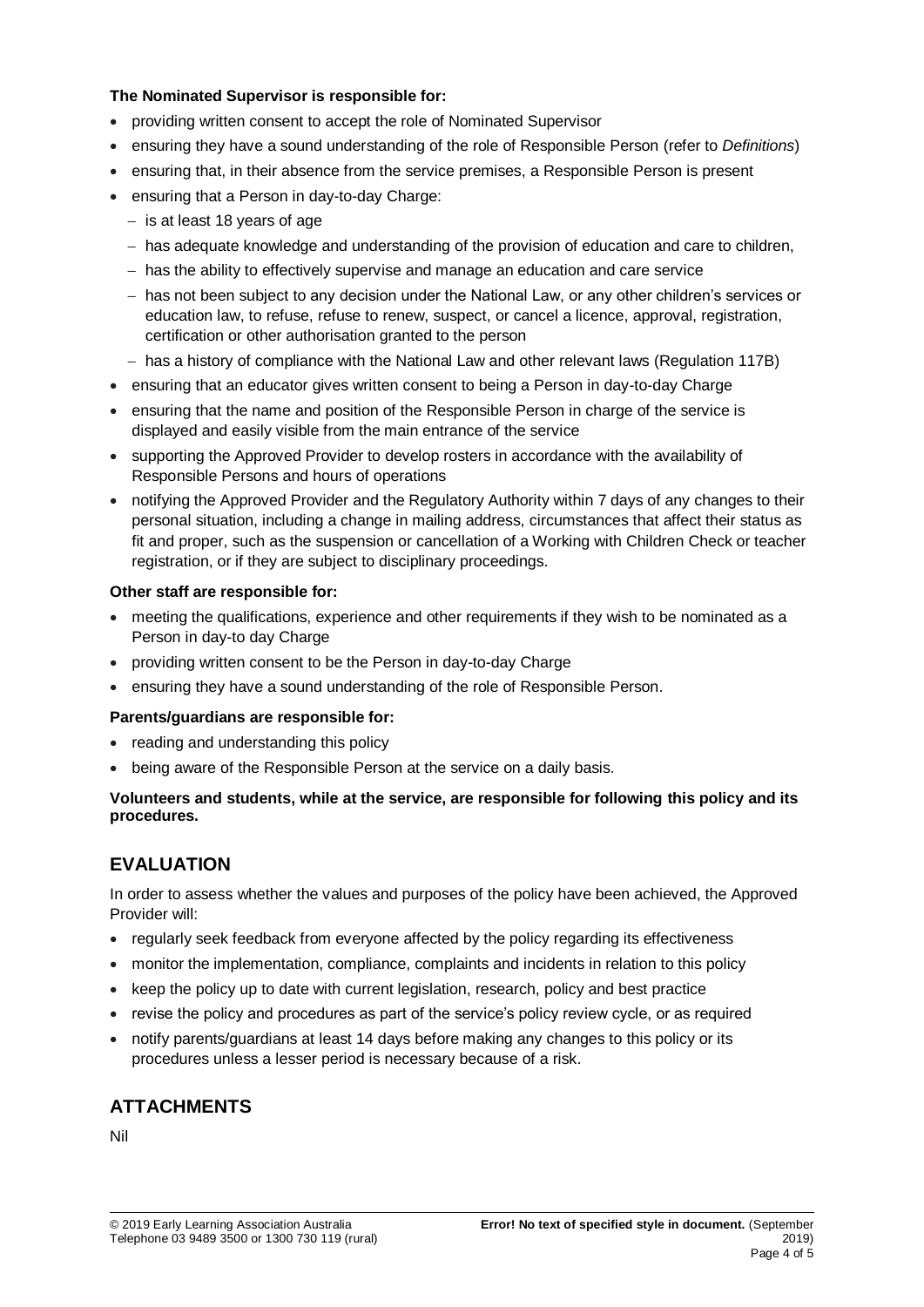**The Nominated Supervisor is responsible for:**

- providing written consent to accept the role of Nominated Supervisor
- ensuring they have a sound understanding of the role of Responsible Person (refer to *Definitions*)
- ensuring that, in their absence from the service premises, a Responsible Person is present
- ensuring that a Person in day-to-day Charge:
  - is at least 18 years of age
  - has adequate knowledge and understanding of the provision of education and care to children,
  - has the ability to effectively supervise and manage an education and care service
  - has not been subject to any decision under the National Law, or any other children's services or education law, to refuse, refuse to renew, suspect, or cancel a licence, approval, registration, certification or other authorisation granted to the person
  - has a history of compliance with the National Law and other relevant laws (Regulation 117B)
- ensuring that an educator gives written consent to being a Person in day-to-day Charge
- ensuring that the name and position of the Responsible Person in charge of the service is displayed and easily visible from the main entrance of the service
- supporting the Approved Provider to develop rosters in accordance with the availability of Responsible Persons and hours of operations
- notifying the Approved Provider and the Regulatory Authority within 7 days of any changes to their personal situation, including a change in mailing address, circumstances that affect their status as fit and proper, such as the suspension or cancellation of a Working with Children Check or teacher registration, or if they are subject to disciplinary proceedings.

**Other staff are responsible for:**

- meeting the qualifications, experience and other requirements if they wish to be nominated as a Person in day-to day Charge
- providing written consent to be the Person in day-to-day Charge
- ensuring they have a sound understanding of the role of Responsible Person.

**Parents/guardians are responsible for:**

- reading and understanding this policy
- being aware of the Responsible Person at the service on a daily basis.

**Volunteers and students, while at the service, are responsible for following this policy and its procedures.**

## EVALUATION

In order to assess whether the values and purposes of the policy have been achieved, the Approved Provider will:

- regularly seek feedback from everyone affected by the policy regarding its effectiveness
- monitor the implementation, compliance, complaints and incidents in relation to this policy
- keep the policy up to date with current legislation, research, policy and best practice
- revise the policy and procedures as part of the service's policy review cycle, or as required
- notify parents/guardians at least 14 days before making any changes to this policy or its procedures unless a lesser period is necessary because of a risk.

## ATTACHMENTS

Nil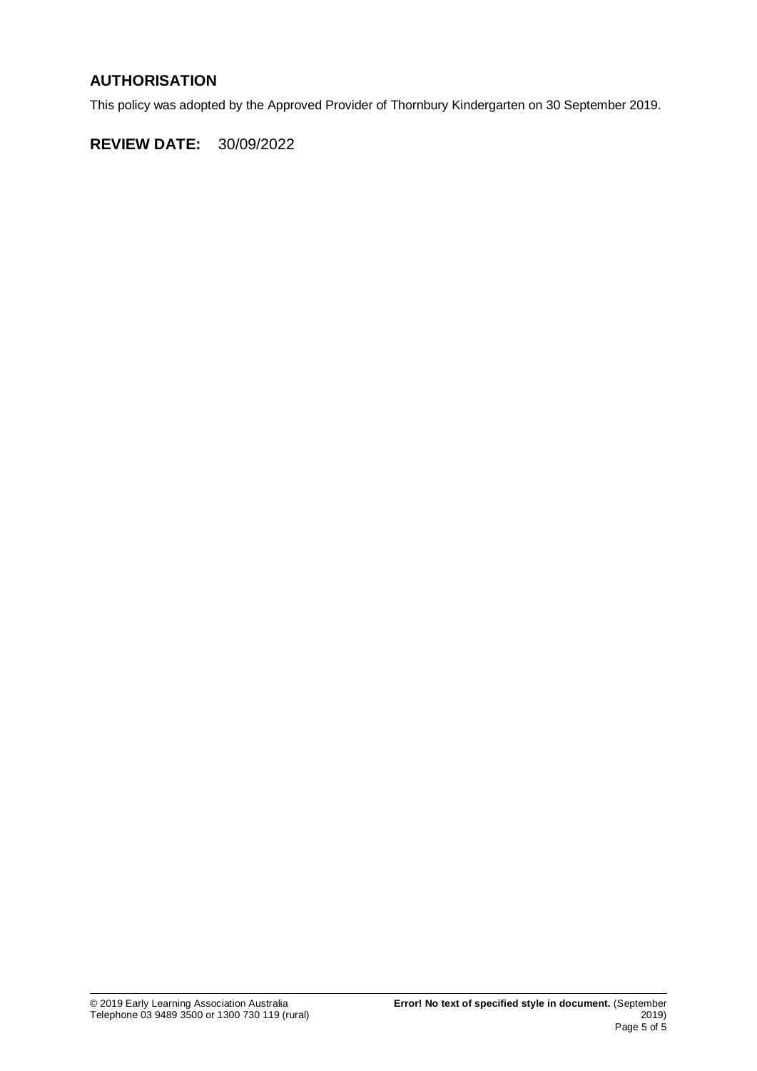## AUTHORISATION

This policy was adopted by the Approved Provider of Thornbury Kindergarten on 30 September 2019.

## REVIEW DATE: 30/09/2022